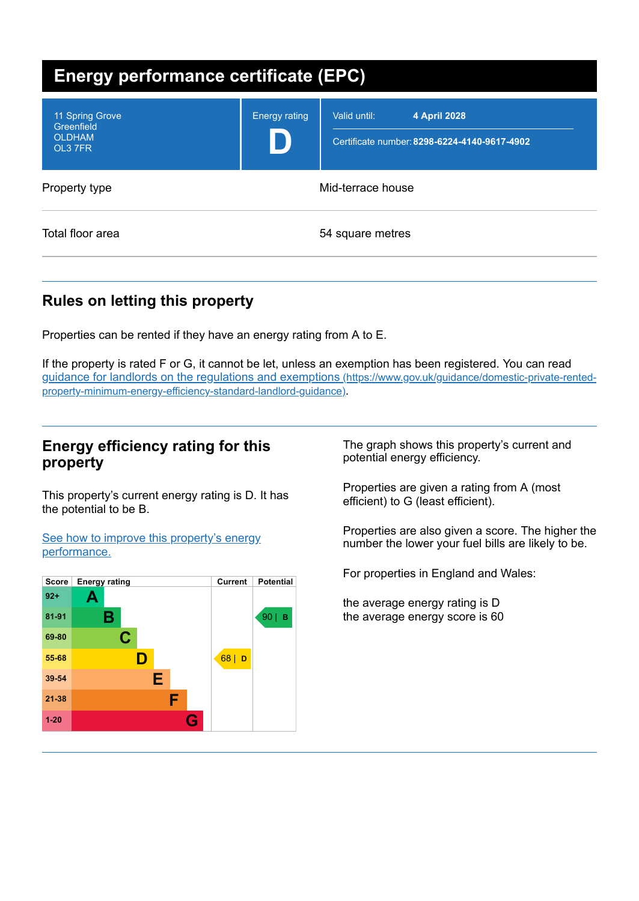# Energy performance certificate (EPC)

11 Spring Grove
Greenfield
OLDHAM
OL3 7FR

Energy rating: **D**

Valid until: **4 April 2028**

Certificate number: **8298-6224-4140-9617-4902**

| | |
|---|---|
| Property type | Mid-terrace house |
| Total floor area | 54 square metres |

## Rules on letting this property

Properties can be rented if they have an energy rating from A to E.

If the property is rated F or G, it cannot be let, unless an exemption has been registered. You can read [guidance for landlords on the regulations and exemptions (https://www.gov.uk/guidance/domestic-private-rented-property-minimum-energy-efficiency-standard-landlord-guidance)](https://www.gov.uk/guidance/domestic-private-rented-property-minimum-energy-efficiency-standard-landlord-guidance).

## Energy efficiency rating for this property

This property's current energy rating is D. It has the potential to be B.

[See how to improve this property's energy performance.]()

| Score | Energy rating | Current | Potential |
|---|---|---|---|
| 92+ | A | | |
| 81-91 | B | | 90 \| B |
| 69-80 | C | | |
| 55-68 | D | 68 \| D | |
| 39-54 | E | | |
| 21-38 | F | | |
| 1-20 | G | | |

The graph shows this property's current and potential energy efficiency.

Properties are given a rating from A (most efficient) to G (least efficient).

Properties are also given a score. The higher the number the lower your fuel bills are likely to be.

For properties in England and Wales:

the average energy rating is D
the average energy score is 60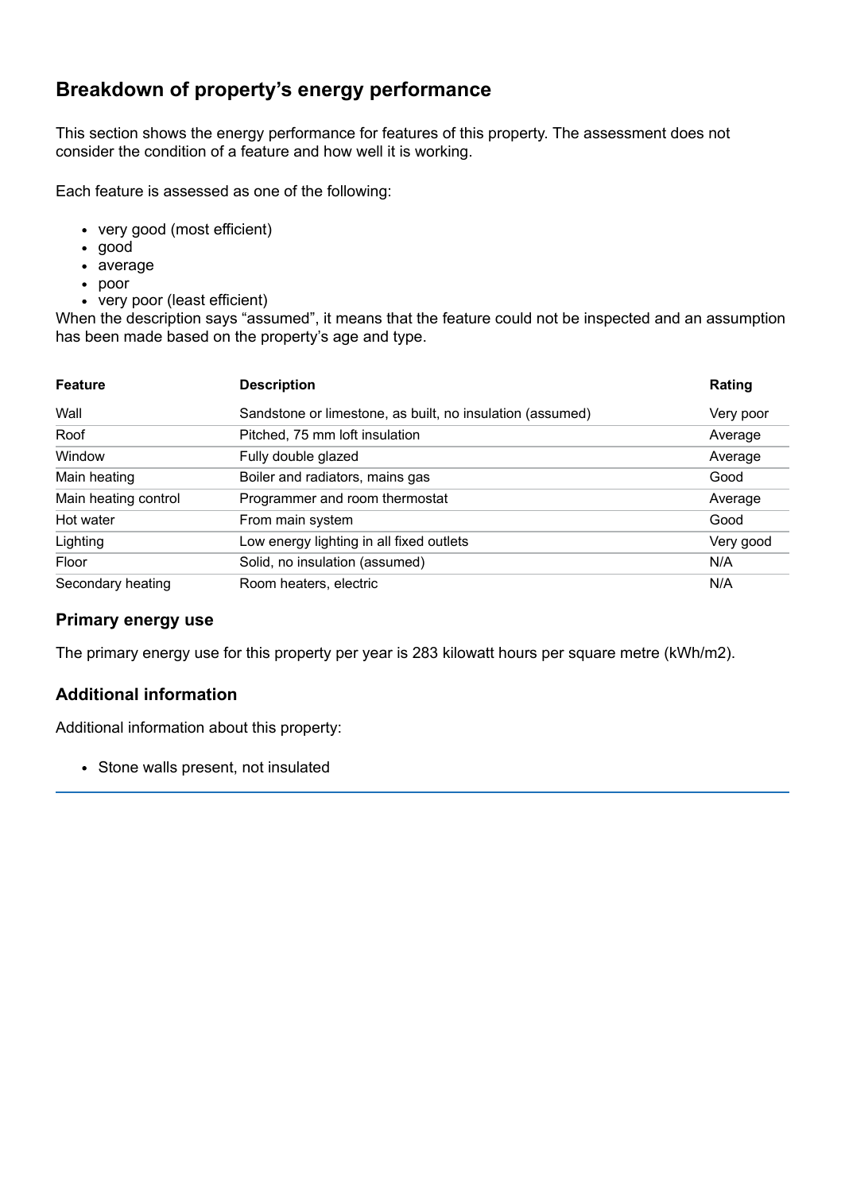## Breakdown of property's energy performance

This section shows the energy performance for features of this property. The assessment does not consider the condition of a feature and how well it is working.

Each feature is assessed as one of the following:

- very good (most efficient)
- good
- average
- poor
- very poor (least efficient)

When the description says "assumed", it means that the feature could not be inspected and an assumption has been made based on the property's age and type.

| Feature | Description | Rating |
|---|---|---|
| Wall | Sandstone or limestone, as built, no insulation (assumed) | Very poor |
| Roof | Pitched, 75 mm loft insulation | Average |
| Window | Fully double glazed | Average |
| Main heating | Boiler and radiators, mains gas | Good |
| Main heating control | Programmer and room thermostat | Average |
| Hot water | From main system | Good |
| Lighting | Low energy lighting in all fixed outlets | Very good |
| Floor | Solid, no insulation (assumed) | N/A |
| Secondary heating | Room heaters, electric | N/A |

### Primary energy use

The primary energy use for this property per year is 283 kilowatt hours per square metre (kWh/m2).

### Additional information

Additional information about this property:

- Stone walls present, not insulated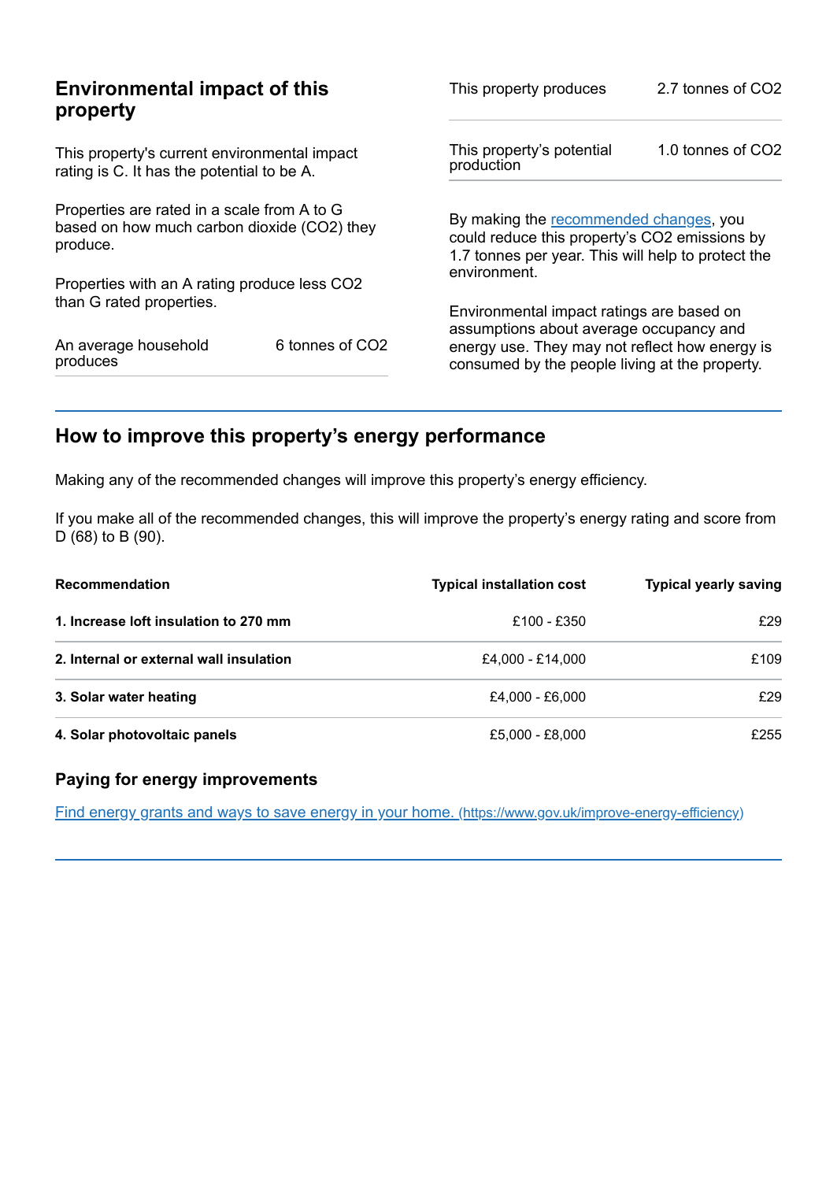## Environmental impact of this property

This property's current environmental impact rating is C. It has the potential to be A.

Properties are rated in a scale from A to G based on how much carbon dioxide ($CO_2$) they produce.

Properties with an A rating produce less $CO_2$ than G rated properties.

| | |
|---|---|
| An average household produces | 6 tonnes of $CO_2$ |

| | |
|---|---|
| This property produces | 2.7 tonnes of $CO_2$ |
| This property's potential production | 1.0 tonnes of $CO_2$ |

By making the [recommended changes](#), you could reduce this property's $CO_2$ emissions by 1.7 tonnes per year. This will help to protect the environment.

Environmental impact ratings are based on assumptions about average occupancy and energy use. They may not reflect how energy is consumed by the people living at the property.

## How to improve this property's energy performance

Making any of the recommended changes will improve this property's energy efficiency.

If you make all of the recommended changes, this will improve the property's energy rating and score from D (68) to B (90).

| Recommendation | Typical installation cost | Typical yearly saving |
|---|---|---|
| **1. Increase loft insulation to 270 mm** | £100 - £350 | £29 |
| **2. Internal or external wall insulation** | £4,000 - £14,000 | £109 |
| **3. Solar water heating** | £4,000 - £6,000 | £29 |
| **4. Solar photovoltaic panels** | £5,000 - £8,000 | £255 |

### Paying for energy improvements

[Find energy grants and ways to save energy in your home. (https://www.gov.uk/improve-energy-efficiency)](https://www.gov.uk/improve-energy-efficiency)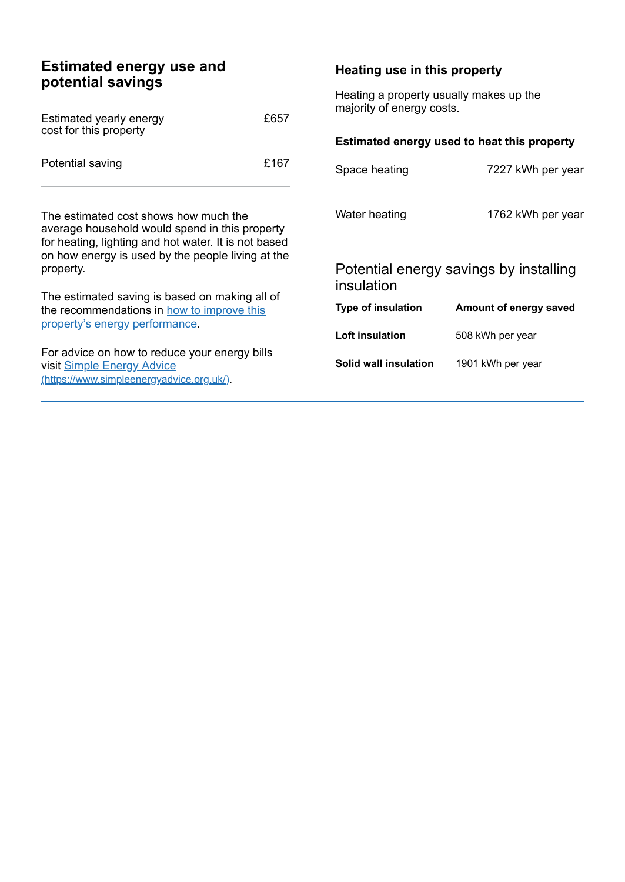## Estimated energy use and potential savings

| | |
|---|---|
| Estimated yearly energy cost for this property | £657 |
| Potential saving | £167 |

The estimated cost shows how much the average household would spend in this property for heating, lighting and hot water. It is not based on how energy is used by the people living at the property.

The estimated saving is based on making all of the recommendations in [how to improve this property's energy performance](#).

For advice on how to reduce your energy bills visit [Simple Energy Advice (https://www.simpleenergyadvice.org.uk/)](https://www.simpleenergyadvice.org.uk/).

### Heating use in this property

Heating a property usually makes up the majority of energy costs.

#### Estimated energy used to heat this property

| | |
|---|---|
| Space heating | 7227 kWh per year |
| Water heating | 1762 kWh per year |

### Potential energy savings by installing insulation

| Type of insulation | Amount of energy saved |
|---|---|
| **Loft insulation** | 508 kWh per year |
| **Solid wall insulation** | 1901 kWh per year |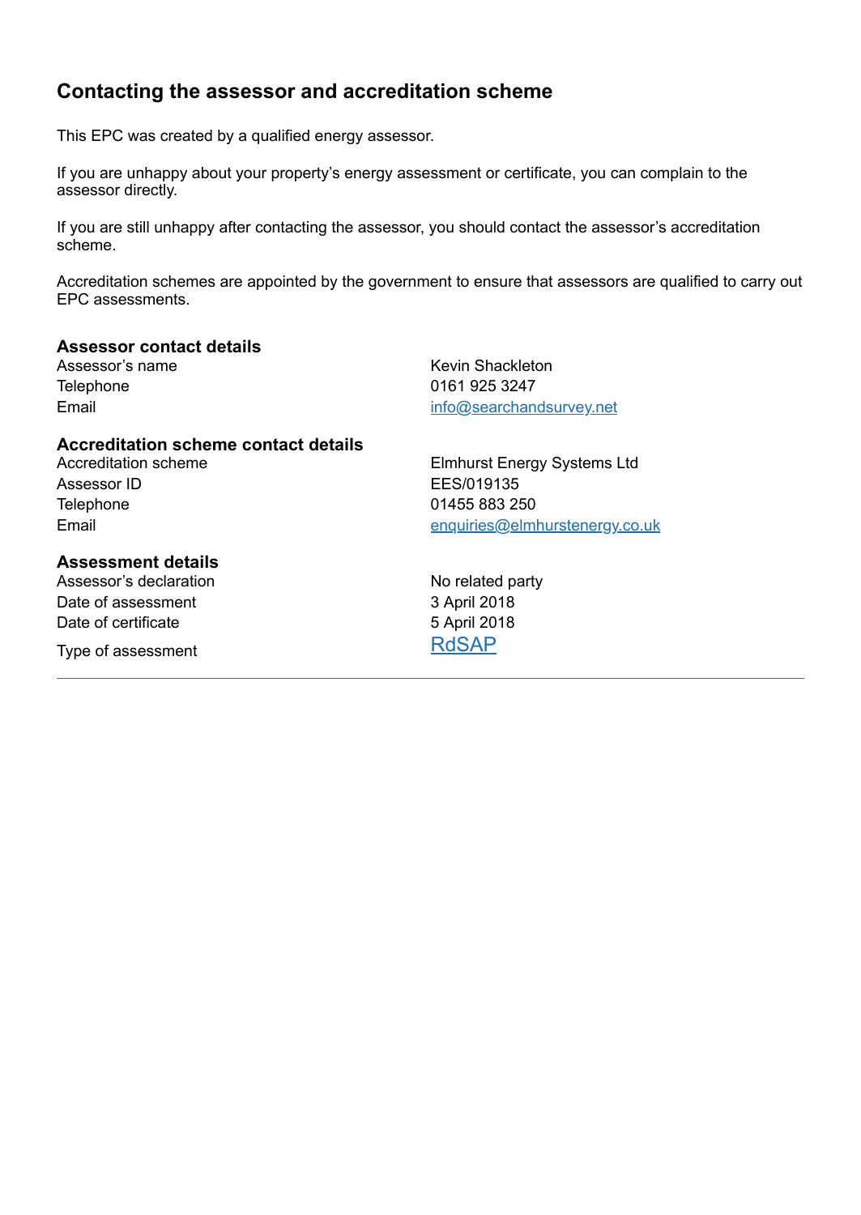## Contacting the assessor and accreditation scheme

This EPC was created by a qualified energy assessor.

If you are unhappy about your property's energy assessment or certificate, you can complain to the assessor directly.

If you are still unhappy after contacting the assessor, you should contact the assessor's accreditation scheme.

Accreditation schemes are appointed by the government to ensure that assessors are qualified to carry out EPC assessments.

### Assessor contact details

| | |
|---|---|
| Assessor's name | Kevin Shackleton |
| Telephone | 0161 925 3247 |
| Email | info@searchandsurvey.net |

### Accreditation scheme contact details

| | |
|---|---|
| Accreditation scheme | Elmhurst Energy Systems Ltd |
| Assessor ID | EES/019135 |
| Telephone | 01455 883 250 |
| Email | enquiries@elmhurstenergy.co.uk |

### Assessment details

| | |
|---|---|
| Assessor's declaration | No related party |
| Date of assessment | 3 April 2018 |
| Date of certificate | 5 April 2018 |
| Type of assessment | RdSAP |